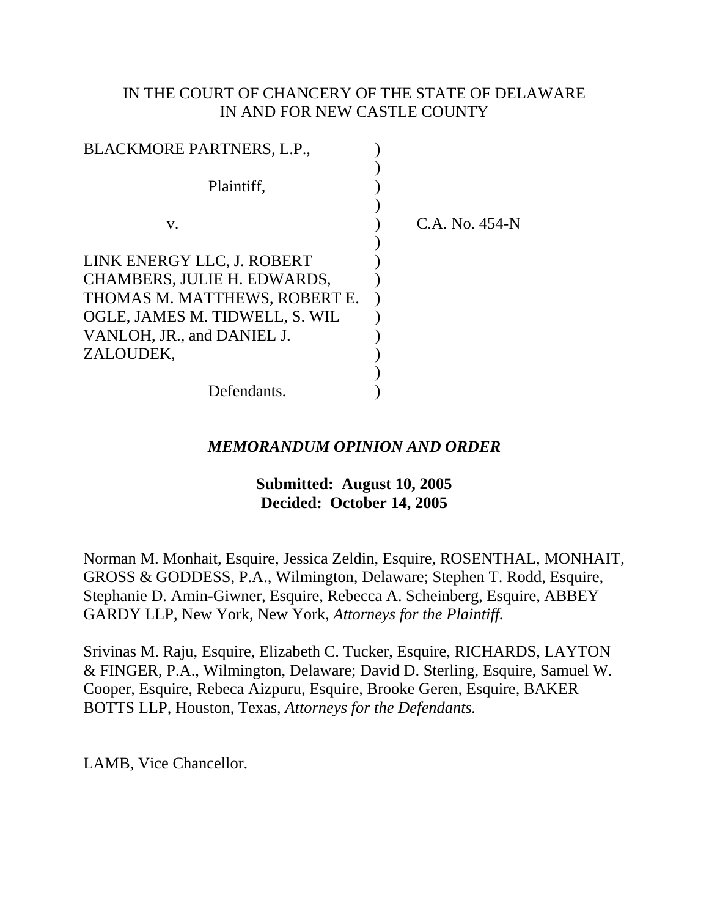IN THE COURT OF CHANCERY OF THE STATE OF DELAWARE
IN AND FOR NEW CASTLE COUNTY

BLACKMORE PARTNERS, L.P.,

Plaintiff,

v.

LINK ENERGY LLC, J. ROBERT CHAMBERS, JULIE H. EDWARDS, THOMAS M. MATTHEWS, ROBERT E. OGLE, JAMES M. TIDWELL, S. WIL VANLOH, JR., and DANIEL J. ZALOUDEK,

Defendants.

C.A. No. 454-N

***MEMORANDUM OPINION AND ORDER***

**Submitted: August 10, 2005**
**Decided: October 14, 2005**

Norman M. Monhait, Esquire, Jessica Zeldin, Esquire, ROSENTHAL, MONHAIT, GROSS & GODDESS, P.A., Wilmington, Delaware; Stephen T. Rodd, Esquire, Stephanie D. Amin-Giwner, Esquire, Rebecca A. Scheinberg, Esquire, ABBEY GARDY LLP, New York, New York, *Attorneys for the Plaintiff.*

Srivinas M. Raju, Esquire, Elizabeth C. Tucker, Esquire, RICHARDS, LAYTON & FINGER, P.A., Wilmington, Delaware; David D. Sterling, Esquire, Samuel W. Cooper, Esquire, Rebeca Aizpuru, Esquire, Brooke Geren, Esquire, BAKER BOTTS LLP, Houston, Texas, *Attorneys for the Defendants.*

LAMB, Vice Chancellor.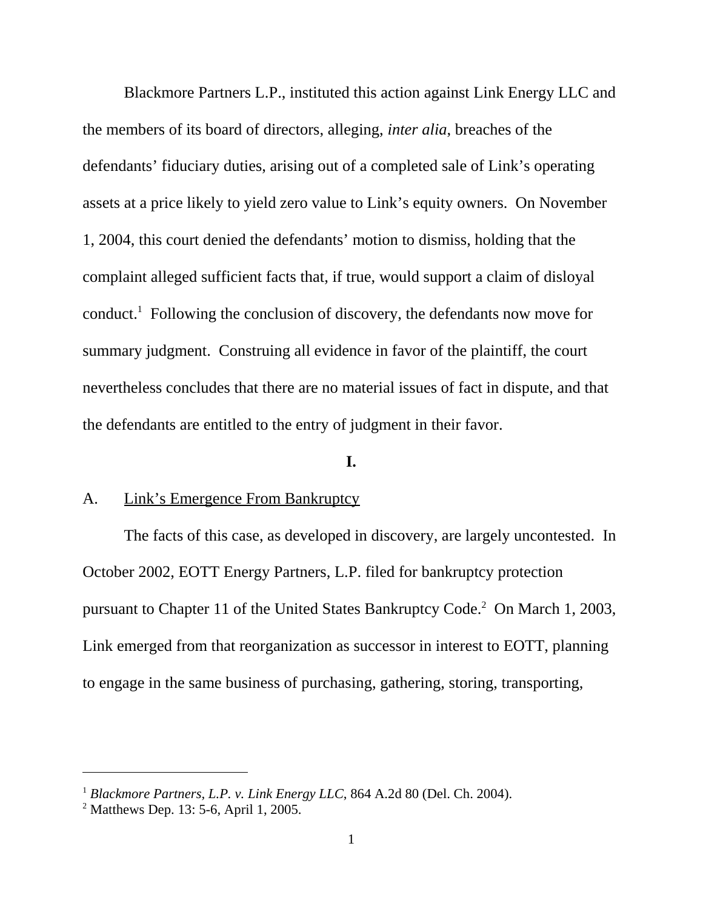Blackmore Partners L.P., instituted this action against Link Energy LLC and the members of its board of directors, alleging, *inter alia*, breaches of the defendants' fiduciary duties, arising out of a completed sale of Link's operating assets at a price likely to yield zero value to Link's equity owners. On November 1, 2004, this court denied the defendants' motion to dismiss, holding that the complaint alleged sufficient facts that, if true, would support a claim of disloyal conduct.[1] Following the conclusion of discovery, the defendants now move for summary judgment. Construing all evidence in favor of the plaintiff, the court nevertheless concludes that there are no material issues of fact in dispute, and that the defendants are entitled to the entry of judgment in their favor.

## I.

### A. Link's Emergence From Bankruptcy

The facts of this case, as developed in discovery, are largely uncontested. In October 2002, EOTT Energy Partners, L.P. filed for bankruptcy protection pursuant to Chapter 11 of the United States Bankruptcy Code.[2] On March 1, 2003, Link emerged from that reorganization as successor in interest to EOTT, planning to engage in the same business of purchasing, gathering, storing, transporting,

---

[1] *Blackmore Partners, L.P. v. Link Energy LLC*, 864 A.2d 80 (Del. Ch. 2004).

[2] Matthews Dep. 13: 5-6, April 1, 2005.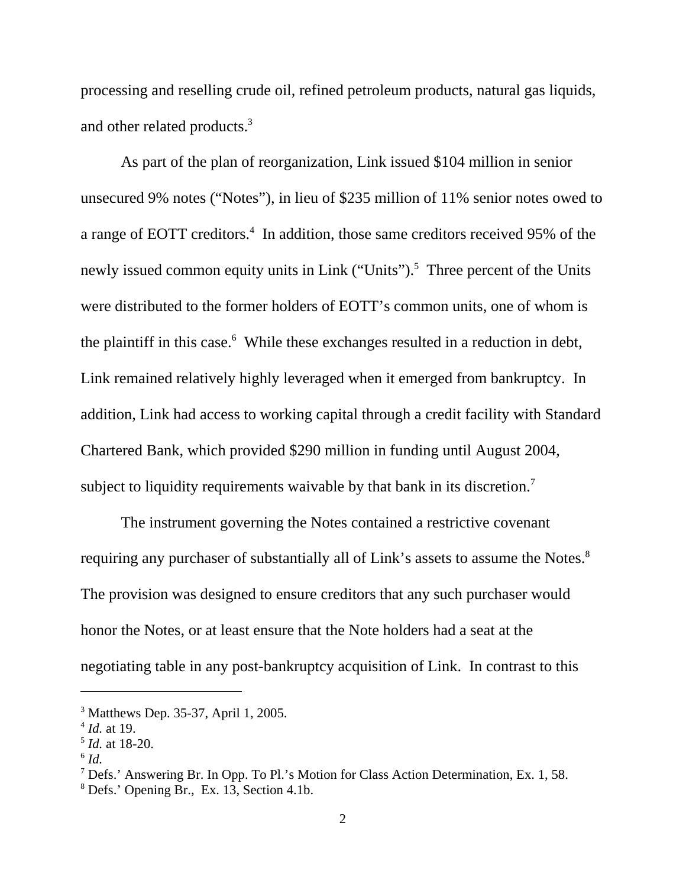processing and reselling crude oil, refined petroleum products, natural gas liquids, and other related products.[3]

As part of the plan of reorganization, Link issued $104 million in senior unsecured 9% notes (“Notes”), in lieu of $235 million of 11% senior notes owed to a range of EOTT creditors.[4] In addition, those same creditors received 95% of the newly issued common equity units in Link (“Units”).[5] Three percent of the Units were distributed to the former holders of EOTT’s common units, one of whom is the plaintiff in this case.[6] While these exchanges resulted in a reduction in debt, Link remained relatively highly leveraged when it emerged from bankruptcy. In addition, Link had access to working capital through a credit facility with Standard Chartered Bank, which provided $290 million in funding until August 2004, subject to liquidity requirements waivable by that bank in its discretion.[7]

The instrument governing the Notes contained a restrictive covenant requiring any purchaser of substantially all of Link’s assets to assume the Notes.[8] The provision was designed to ensure creditors that any such purchaser would honor the Notes, or at least ensure that the Note holders had a seat at the negotiating table in any post-bankruptcy acquisition of Link. In contrast to this

---

[3] Matthews Dep. 35-37, April 1, 2005.
[4] *Id.* at 19.
[5] *Id.* at 18-20.
[6] *Id.*
[7] Defs.’ Answering Br. In Opp. To Pl.’s Motion for Class Action Determination, Ex. 1, 58.
[8] Defs.’ Opening Br., Ex. 13, Section 4.1b.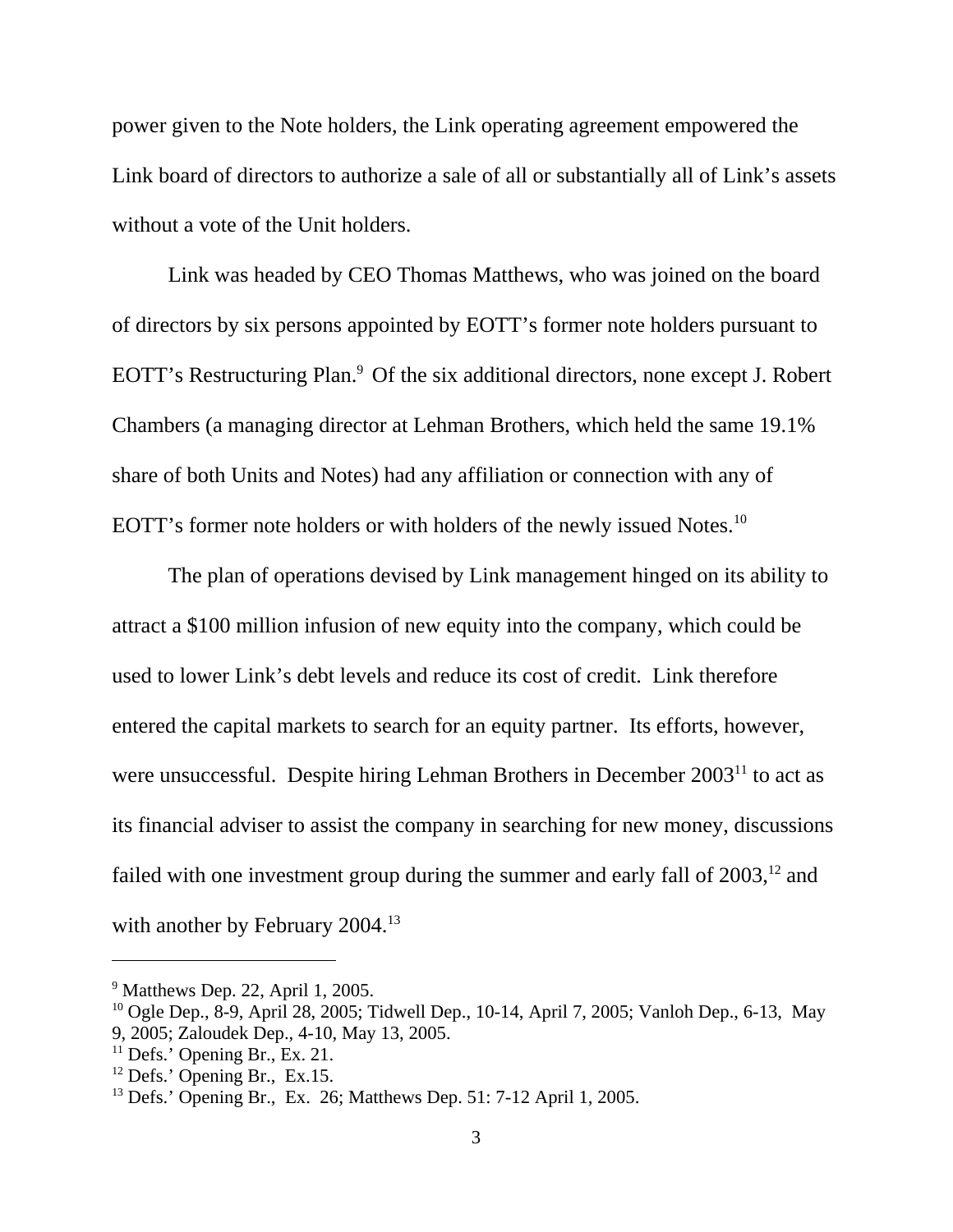power given to the Note holders, the Link operating agreement empowered the Link board of directors to authorize a sale of all or substantially all of Link's assets without a vote of the Unit holders.

Link was headed by CEO Thomas Matthews, who was joined on the board of directors by six persons appointed by EOTT's former note holders pursuant to EOTT's Restructuring Plan.[9] Of the six additional directors, none except J. Robert Chambers (a managing director at Lehman Brothers, which held the same 19.1% share of both Units and Notes) had any affiliation or connection with any of EOTT's former note holders or with holders of the newly issued Notes.[10]

The plan of operations devised by Link management hinged on its ability to attract a $100 million infusion of new equity into the company, which could be used to lower Link's debt levels and reduce its cost of credit. Link therefore entered the capital markets to search for an equity partner. Its efforts, however, were unsuccessful. Despite hiring Lehman Brothers in December 2003[11] to act as its financial adviser to assist the company in searching for new money, discussions failed with one investment group during the summer and early fall of 2003,[12] and with another by February 2004.[13]

---

[9] Matthews Dep. 22, April 1, 2005.

[10] Ogle Dep., 8-9, April 28, 2005; Tidwell Dep., 10-14, April 7, 2005; Vanloh Dep., 6-13, May 9, 2005; Zaloudek Dep., 4-10, May 13, 2005.

[11] Defs.' Opening Br., Ex. 21.

[12] Defs.' Opening Br., Ex.15.

[13] Defs.' Opening Br., Ex. 26; Matthews Dep. 51: 7-12 April 1, 2005.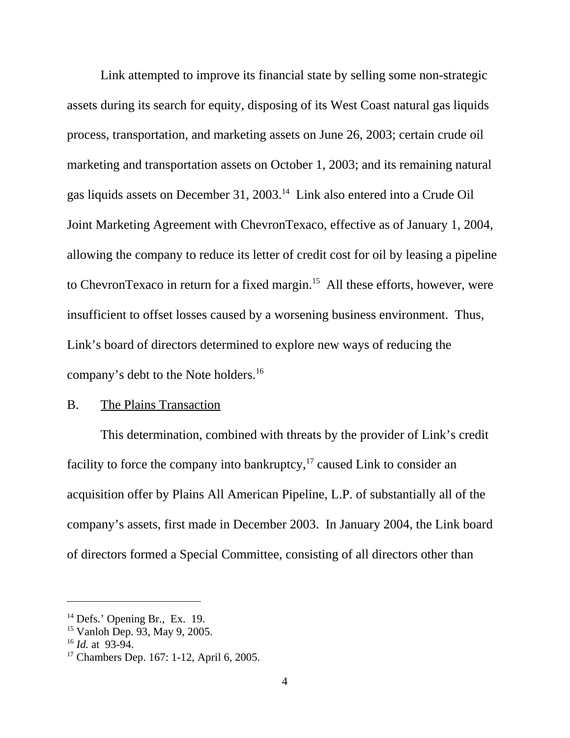Link attempted to improve its financial state by selling some non-strategic assets during its search for equity, disposing of its West Coast natural gas liquids process, transportation, and marketing assets on June 26, 2003; certain crude oil marketing and transportation assets on October 1, 2003; and its remaining natural gas liquids assets on December 31, 2003.[14] Link also entered into a Crude Oil Joint Marketing Agreement with ChevronTexaco, effective as of January 1, 2004, allowing the company to reduce its letter of credit cost for oil by leasing a pipeline to ChevronTexaco in return for a fixed margin.[15] All these efforts, however, were insufficient to offset losses caused by a worsening business environment. Thus, Link's board of directors determined to explore new ways of reducing the company's debt to the Note holders.[16]

B. <u>The Plains Transaction</u>

This determination, combined with threats by the provider of Link's credit facility to force the company into bankruptcy,[17] caused Link to consider an acquisition offer by Plains All American Pipeline, L.P. of substantially all of the company's assets, first made in December 2003. In January 2004, the Link board of directors formed a Special Committee, consisting of all directors other than

---

[14] Defs.' Opening Br., Ex. 19.

[15] Vanloh Dep. 93, May 9, 2005.

[16] *Id.* at 93-94.

[17] Chambers Dep. 167: 1-12, April 6, 2005.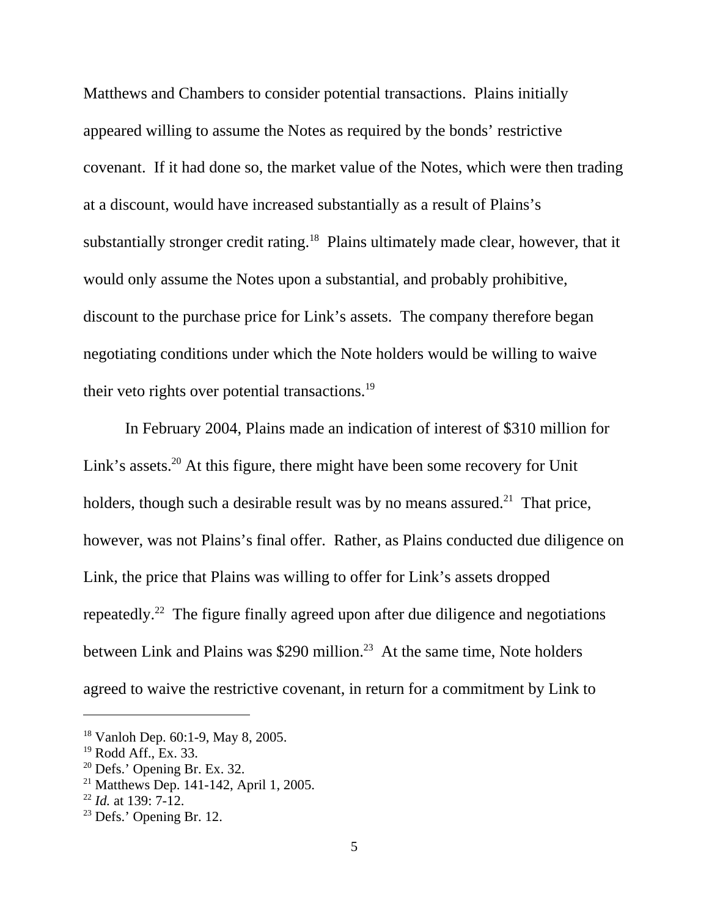Matthews and Chambers to consider potential transactions. Plains initially appeared willing to assume the Notes as required by the bonds' restrictive covenant. If it had done so, the market value of the Notes, which were then trading at a discount, would have increased substantially as a result of Plains's substantially stronger credit rating.[18] Plains ultimately made clear, however, that it would only assume the Notes upon a substantial, and probably prohibitive, discount to the purchase price for Link's assets. The company therefore began negotiating conditions under which the Note holders would be willing to waive their veto rights over potential transactions.[19]

In February 2004, Plains made an indication of interest of $310 million for Link's assets.[20] At this figure, there might have been some recovery for Unit holders, though such a desirable result was by no means assured.[21] That price, however, was not Plains's final offer. Rather, as Plains conducted due diligence on Link, the price that Plains was willing to offer for Link's assets dropped repeatedly.[22] The figure finally agreed upon after due diligence and negotiations between Link and Plains was $290 million.[23] At the same time, Note holders agreed to waive the restrictive covenant, in return for a commitment by Link to

---

[18] Vanloh Dep. 60:1-9, May 8, 2005.

[19] Rodd Aff., Ex. 33.

[20] Defs.' Opening Br. Ex. 32.

[21] Matthews Dep. 141-142, April 1, 2005.

[22] *Id.* at 139: 7-12.

[23] Defs.' Opening Br. 12.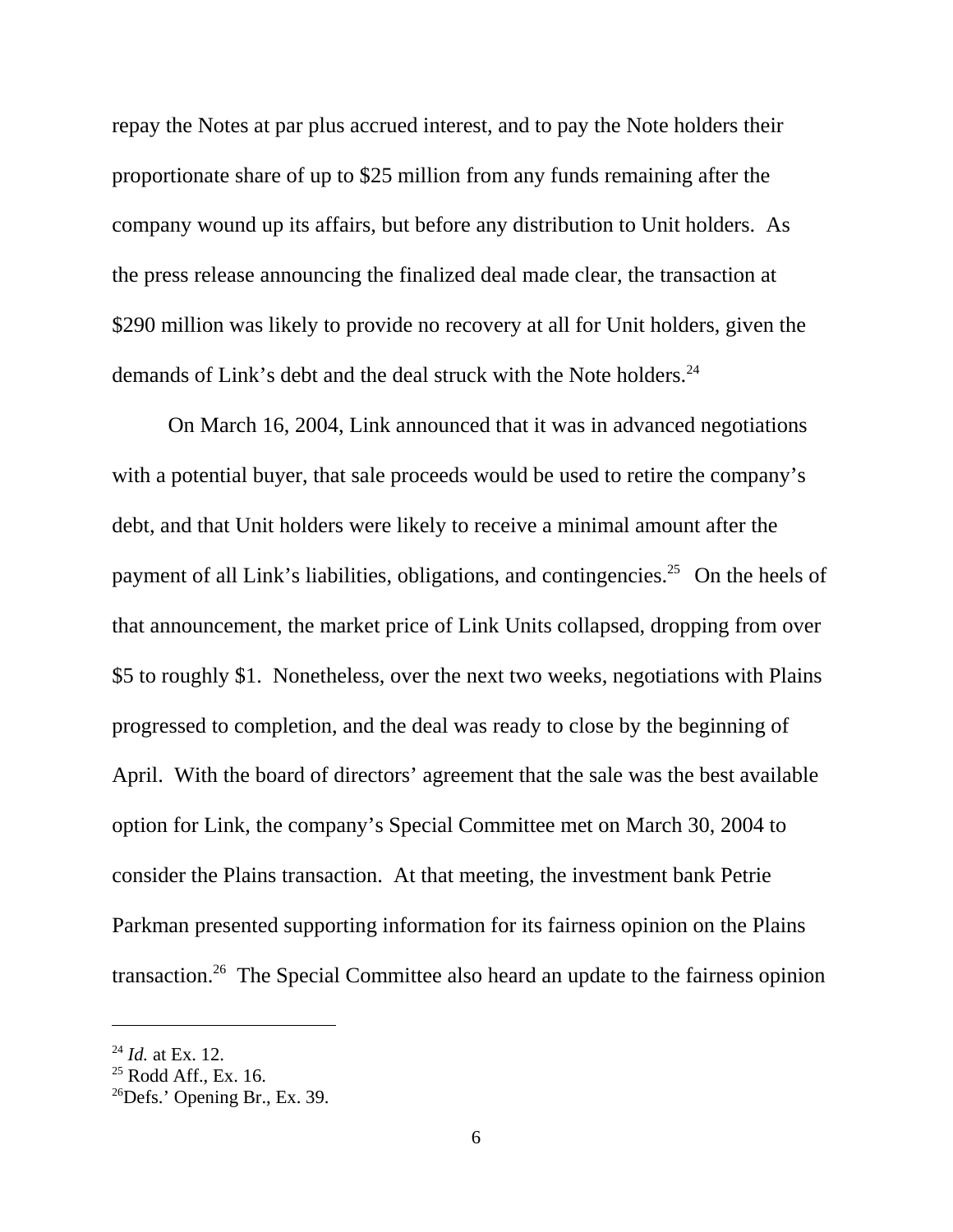repay the Notes at par plus accrued interest, and to pay the Note holders their proportionate share of up to $25 million from any funds remaining after the company wound up its affairs, but before any distribution to Unit holders. As the press release announcing the finalized deal made clear, the transaction at $290 million was likely to provide no recovery at all for Unit holders, given the demands of Link's debt and the deal struck with the Note holders.[24]

On March 16, 2004, Link announced that it was in advanced negotiations with a potential buyer, that sale proceeds would be used to retire the company's debt, and that Unit holders were likely to receive a minimal amount after the payment of all Link's liabilities, obligations, and contingencies.[25] On the heels of that announcement, the market price of Link Units collapsed, dropping from over $5 to roughly $1. Nonetheless, over the next two weeks, negotiations with Plains progressed to completion, and the deal was ready to close by the beginning of April. With the board of directors' agreement that the sale was the best available option for Link, the company's Special Committee met on March 30, 2004 to consider the Plains transaction. At that meeting, the investment bank Petrie Parkman presented supporting information for its fairness opinion on the Plains transaction.[26] The Special Committee also heard an update to the fairness opinion

---

[24] *Id.* at Ex. 12.

[25] Rodd Aff., Ex. 16.

[26] Defs.' Opening Br., Ex. 39.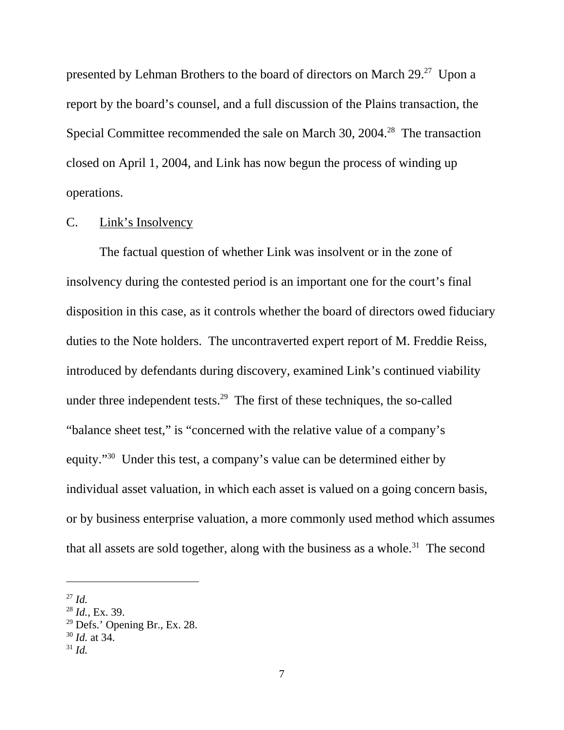presented by Lehman Brothers to the board of directors on March 29.[27] Upon a report by the board's counsel, and a full discussion of the Plains transaction, the Special Committee recommended the sale on March 30, 2004.[28] The transaction closed on April 1, 2004, and Link has now begun the process of winding up operations.

C. Link's Insolvency

The factual question of whether Link was insolvent or in the zone of insolvency during the contested period is an important one for the court's final disposition in this case, as it controls whether the board of directors owed fiduciary duties to the Note holders. The uncontraverted expert report of M. Freddie Reiss, introduced by defendants during discovery, examined Link's continued viability under three independent tests.[29] The first of these techniques, the so-called "balance sheet test," is "concerned with the relative value of a company's equity."[30] Under this test, a company's value can be determined either by individual asset valuation, in which each asset is valued on a going concern basis, or by business enterprise valuation, a more commonly used method which assumes that all assets are sold together, along with the business as a whole.[31] The second

[27] *Id.*
[28] *Id.*, Ex. 39.
[29] Defs.' Opening Br., Ex. 28.
[30] *Id.* at 34.
[31] *Id.*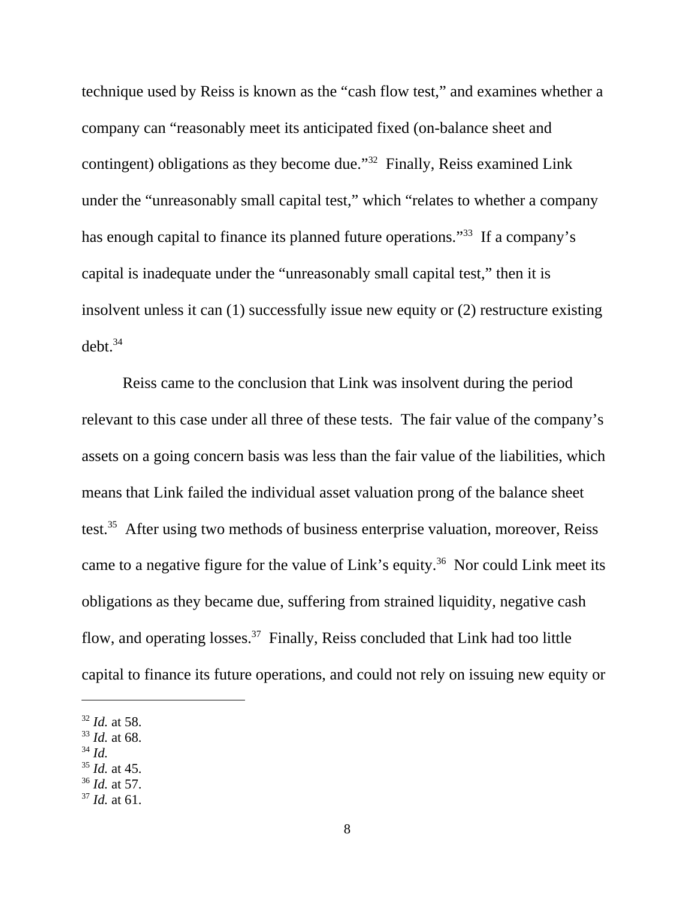technique used by Reiss is known as the "cash flow test," and examines whether a company can "reasonably meet its anticipated fixed (on-balance sheet and contingent) obligations as they become due."[32] Finally, Reiss examined Link under the "unreasonably small capital test," which "relates to whether a company has enough capital to finance its planned future operations."[33] If a company's capital is inadequate under the "unreasonably small capital test," then it is insolvent unless it can (1) successfully issue new equity or (2) restructure existing debt.[34]

Reiss came to the conclusion that Link was insolvent during the period relevant to this case under all three of these tests. The fair value of the company's assets on a going concern basis was less than the fair value of the liabilities, which means that Link failed the individual asset valuation prong of the balance sheet test.[35] After using two methods of business enterprise valuation, moreover, Reiss came to a negative figure for the value of Link's equity.[36] Nor could Link meet its obligations as they became due, suffering from strained liquidity, negative cash flow, and operating losses.[37] Finally, Reiss concluded that Link had too little capital to finance its future operations, and could not rely on issuing new equity or

---

[32] *Id.* at 58.
[33] *Id.* at 68.
[34] *Id.*
[35] *Id.* at 45.
[36] *Id.* at 57.
[37] *Id.* at 61.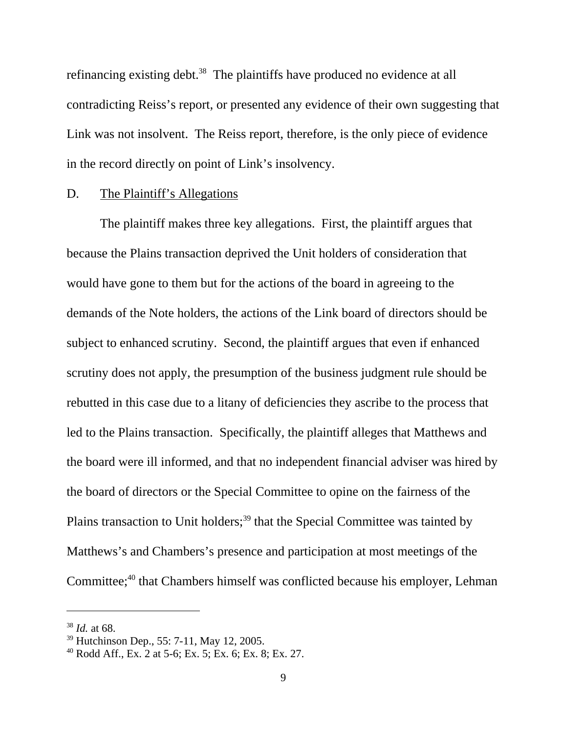refinancing existing debt.[38] The plaintiffs have produced no evidence at all contradicting Reiss's report, or presented any evidence of their own suggesting that Link was not insolvent. The Reiss report, therefore, is the only piece of evidence in the record directly on point of Link's insolvency.

D. The Plaintiff's Allegations

The plaintiff makes three key allegations. First, the plaintiff argues that because the Plains transaction deprived the Unit holders of consideration that would have gone to them but for the actions of the board in agreeing to the demands of the Note holders, the actions of the Link board of directors should be subject to enhanced scrutiny. Second, the plaintiff argues that even if enhanced scrutiny does not apply, the presumption of the business judgment rule should be rebutted in this case due to a litany of deficiencies they ascribe to the process that led to the Plains transaction. Specifically, the plaintiff alleges that Matthews and the board were ill informed, and that no independent financial adviser was hired by the board of directors or the Special Committee to opine on the fairness of the Plains transaction to Unit holders;[39] that the Special Committee was tainted by Matthews's and Chambers's presence and participation at most meetings of the Committee;[40] that Chambers himself was conflicted because his employer, Lehman

---

[38] *Id.* at 68.

[39] Hutchinson Dep., 55: 7-11, May 12, 2005.

[40] Rodd Aff., Ex. 2 at 5-6; Ex. 5; Ex. 6; Ex. 8; Ex. 27.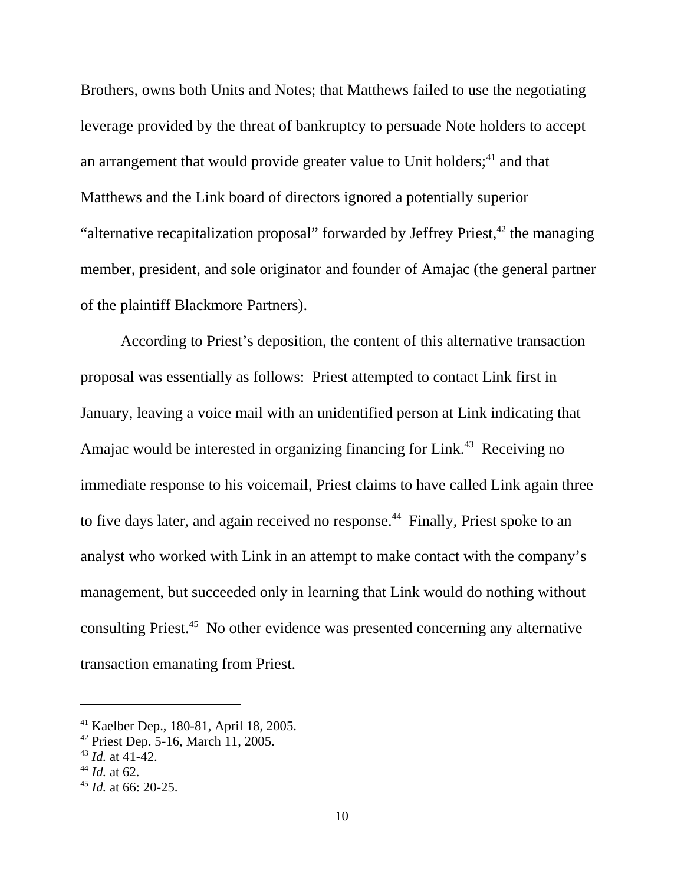Brothers, owns both Units and Notes; that Matthews failed to use the negotiating leverage provided by the threat of bankruptcy to persuade Note holders to accept an arrangement that would provide greater value to Unit holders;[41] and that Matthews and the Link board of directors ignored a potentially superior "alternative recapitalization proposal" forwarded by Jeffrey Priest,[42] the managing member, president, and sole originator and founder of Amajac (the general partner of the plaintiff Blackmore Partners).

According to Priest's deposition, the content of this alternative transaction proposal was essentially as follows: Priest attempted to contact Link first in January, leaving a voice mail with an unidentified person at Link indicating that Amajac would be interested in organizing financing for Link.[43] Receiving no immediate response to his voicemail, Priest claims to have called Link again three to five days later, and again received no response.[44] Finally, Priest spoke to an analyst who worked with Link in an attempt to make contact with the company's management, but succeeded only in learning that Link would do nothing without consulting Priest.[45] No other evidence was presented concerning any alternative transaction emanating from Priest.

---

[41] Kaelber Dep., 180-81, April 18, 2005.
[42] Priest Dep. 5-16, March 11, 2005.
[43] *Id.* at 41-42.
[44] *Id.* at 62.
[45] *Id.* at 66: 20-25.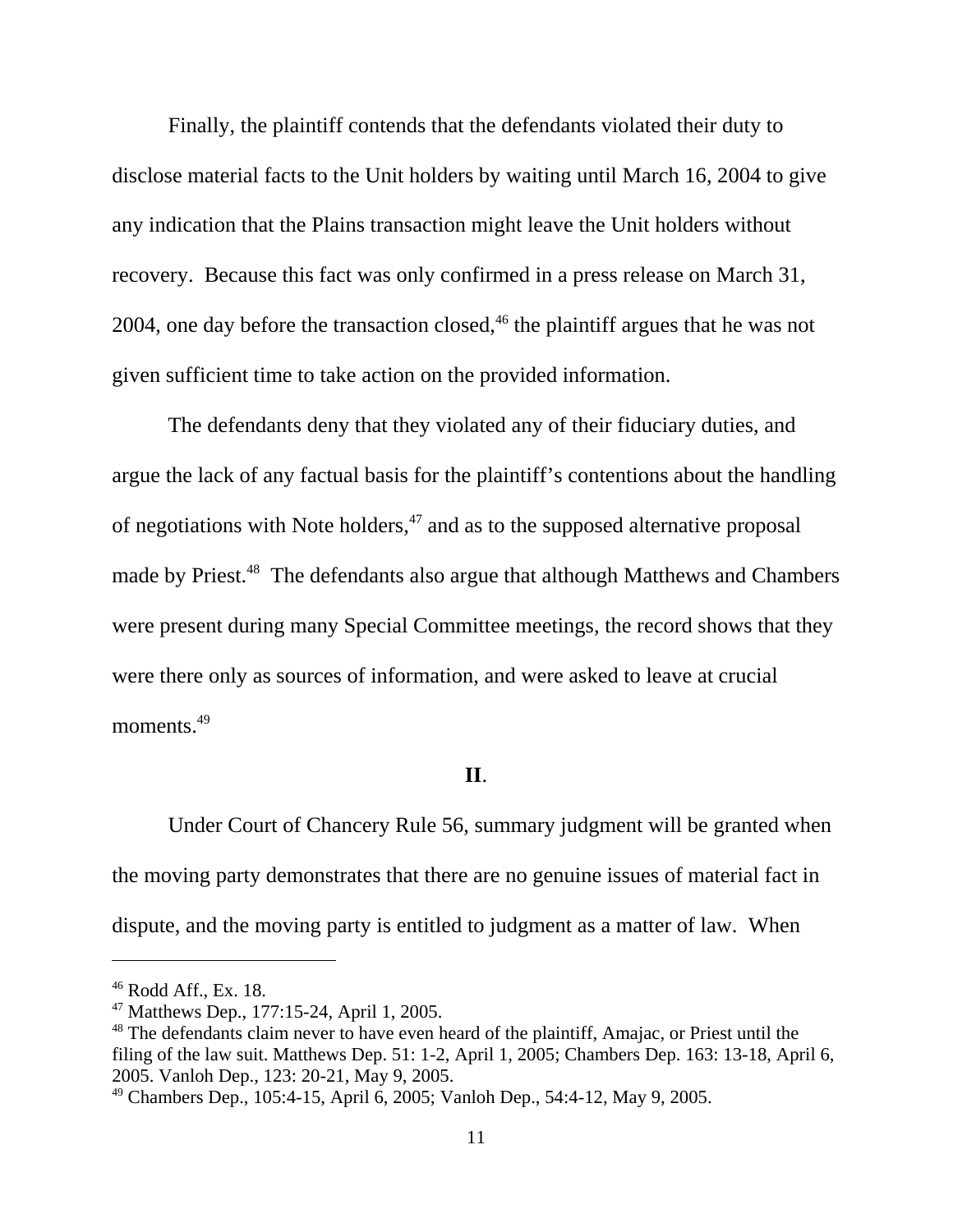Finally, the plaintiff contends that the defendants violated their duty to disclose material facts to the Unit holders by waiting until March 16, 2004 to give any indication that the Plains transaction might leave the Unit holders without recovery. Because this fact was only confirmed in a press release on March 31, 2004, one day before the transaction closed,[46] the plaintiff argues that he was not given sufficient time to take action on the provided information.

The defendants deny that they violated any of their fiduciary duties, and argue the lack of any factual basis for the plaintiff's contentions about the handling of negotiations with Note holders,[47] and as to the supposed alternative proposal made by Priest.[48] The defendants also argue that although Matthews and Chambers were present during many Special Committee meetings, the record shows that they were there only as sources of information, and were asked to leave at crucial moments.[49]

## II.

Under Court of Chancery Rule 56, summary judgment will be granted when the moving party demonstrates that there are no genuine issues of material fact in dispute, and the moving party is entitled to judgment as a matter of law. When

---

[46] Rodd Aff., Ex. 18.

[47] Matthews Dep., 177:15-24, April 1, 2005.

[48] The defendants claim never to have even heard of the plaintiff, Amajac, or Priest until the filing of the law suit. Matthews Dep. 51: 1-2, April 1, 2005; Chambers Dep. 163: 13-18, April 6, 2005. Vanloh Dep., 123: 20-21, May 9, 2005.

[49] Chambers Dep., 105:4-15, April 6, 2005; Vanloh Dep., 54:4-12, May 9, 2005.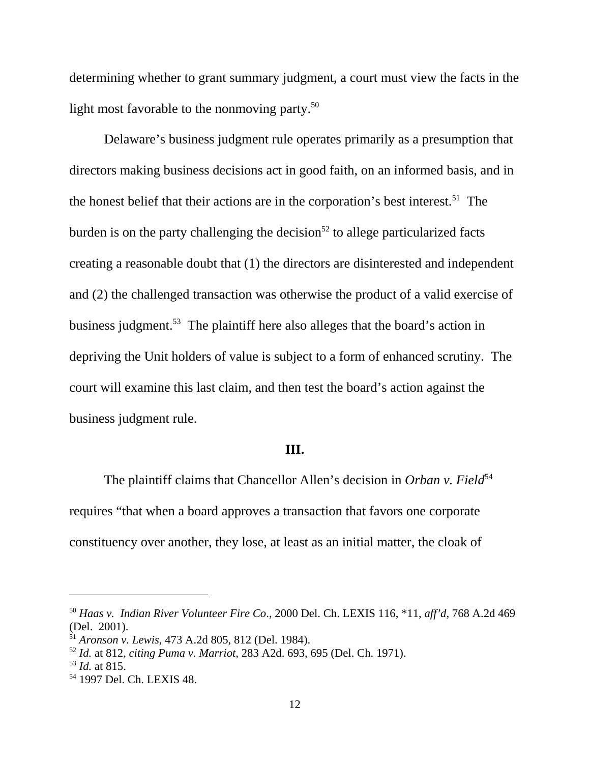determining whether to grant summary judgment, a court must view the facts in the light most favorable to the nonmoving party.[50]

Delaware's business judgment rule operates primarily as a presumption that directors making business decisions act in good faith, on an informed basis, and in the honest belief that their actions are in the corporation's best interest.[51] The burden is on the party challenging the decision[52] to allege particularized facts creating a reasonable doubt that (1) the directors are disinterested and independent and (2) the challenged transaction was otherwise the product of a valid exercise of business judgment.[53] The plaintiff here also alleges that the board's action in depriving the Unit holders of value is subject to a form of enhanced scrutiny. The court will examine this last claim, and then test the board's action against the business judgment rule.

**III.**

The plaintiff claims that Chancellor Allen's decision in *Orban v. Field*[54] requires "that when a board approves a transaction that favors one corporate constituency over another, they lose, at least as an initial matter, the cloak of

---

[50] *Haas v. Indian River Volunteer Fire Co*., 2000 Del. Ch. LEXIS 116, *11, *aff'd*, 768 A.2d 469 (Del. 2001).

[51] *Aronson v. Lewis,* 473 A.2d 805, 812 (Del. 1984).

[52] *Id.* at 812, *citing Puma v. Marriot*, 283 A2d. 693, 695 (Del. Ch. 1971).

[53] *Id.* at 815.

[54] 1997 Del. Ch. LEXIS 48.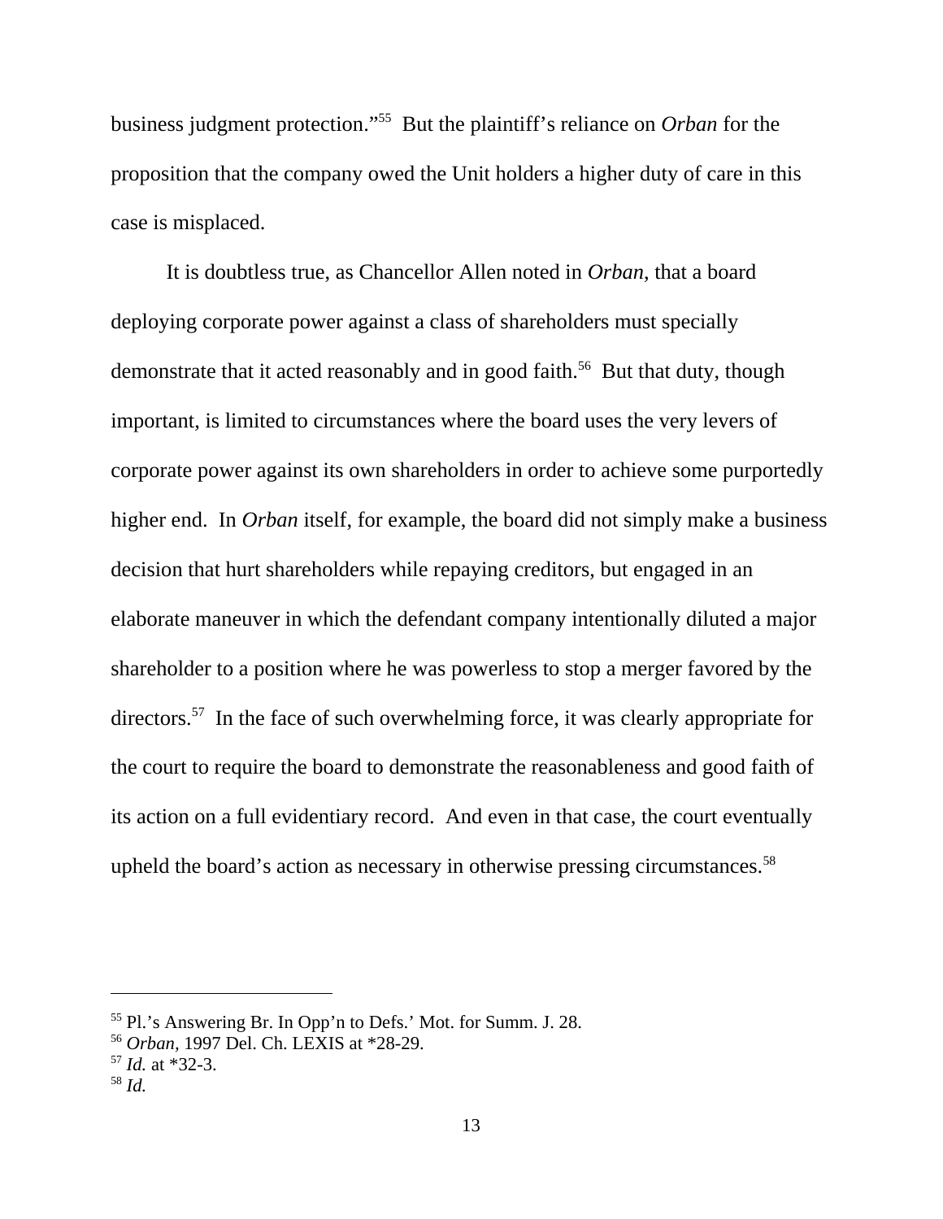business judgment protection."[55] But the plaintiff's reliance on *Orban* for the proposition that the company owed the Unit holders a higher duty of care in this case is misplaced.

It is doubtless true, as Chancellor Allen noted in *Orban*, that a board deploying corporate power against a class of shareholders must specially demonstrate that it acted reasonably and in good faith.[56] But that duty, though important, is limited to circumstances where the board uses the very levers of corporate power against its own shareholders in order to achieve some purportedly higher end. In *Orban* itself, for example, the board did not simply make a business decision that hurt shareholders while repaying creditors, but engaged in an elaborate maneuver in which the defendant company intentionally diluted a major shareholder to a position where he was powerless to stop a merger favored by the directors.[57] In the face of such overwhelming force, it was clearly appropriate for the court to require the board to demonstrate the reasonableness and good faith of its action on a full evidentiary record. And even in that case, the court eventually upheld the board's action as necessary in otherwise pressing circumstances.[58]

---

[55] Pl.'s Answering Br. In Opp'n to Defs.' Mot. for Summ. J. 28.

[56] *Orban*, 1997 Del. Ch. LEXIS at *28-29.

[57] *Id.* at *32-3.

[58] *Id.*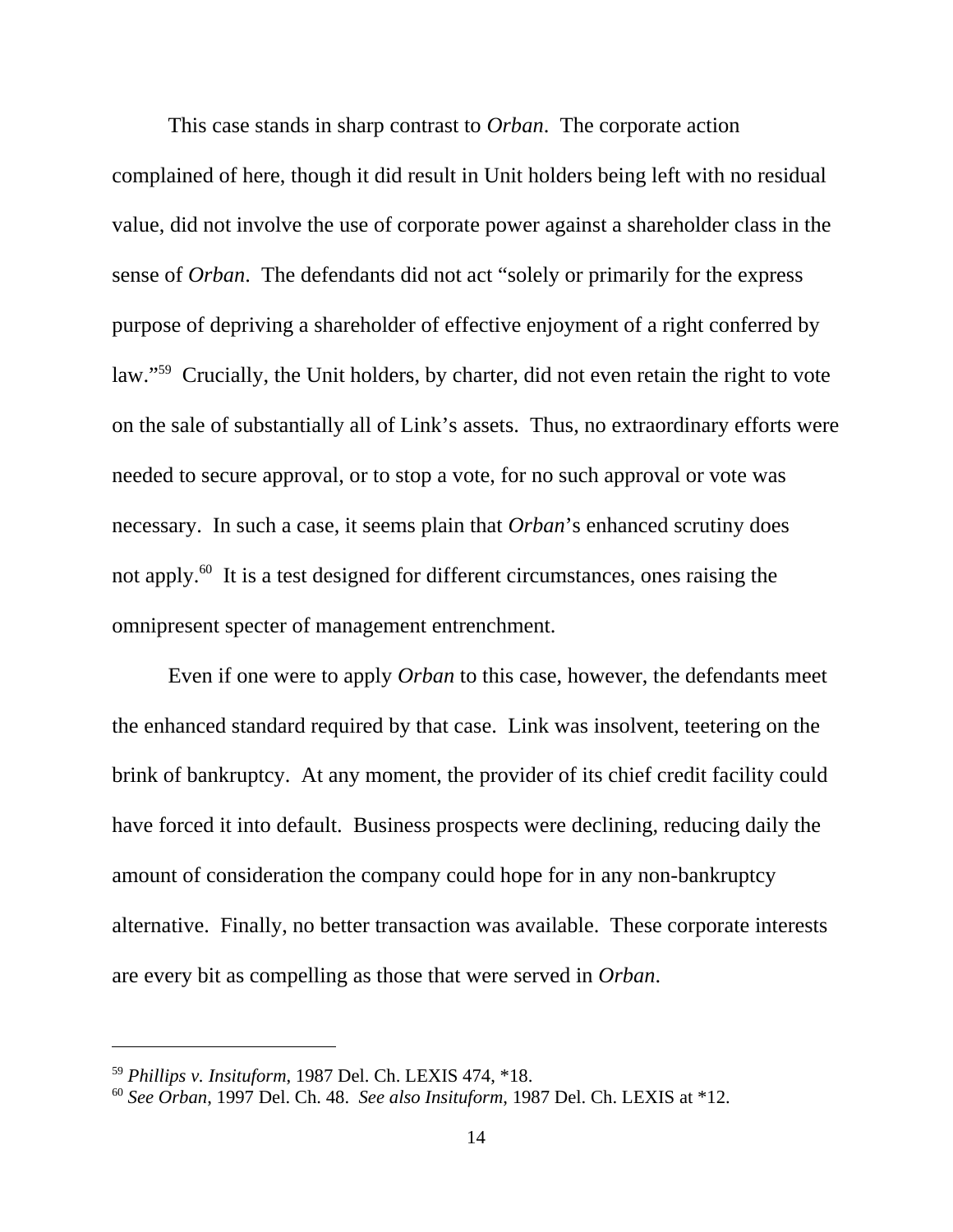This case stands in sharp contrast to *Orban*. The corporate action complained of here, though it did result in Unit holders being left with no residual value, did not involve the use of corporate power against a shareholder class in the sense of *Orban*. The defendants did not act "solely or primarily for the express purpose of depriving a shareholder of effective enjoyment of a right conferred by law."[59] Crucially, the Unit holders, by charter, did not even retain the right to vote on the sale of substantially all of Link's assets. Thus, no extraordinary efforts were needed to secure approval, or to stop a vote, for no such approval or vote was necessary. In such a case, it seems plain that *Orban*'s enhanced scrutiny does not apply.[60] It is a test designed for different circumstances, ones raising the omnipresent specter of management entrenchment.

Even if one were to apply *Orban* to this case, however, the defendants meet the enhanced standard required by that case. Link was insolvent, teetering on the brink of bankruptcy. At any moment, the provider of its chief credit facility could have forced it into default. Business prospects were declining, reducing daily the amount of consideration the company could hope for in any non-bankruptcy alternative. Finally, no better transaction was available. These corporate interests are every bit as compelling as those that were served in *Orban*.

---

[59] *Phillips v. Insituform*, 1987 Del. Ch. LEXIS 474, *18.

[60] *See Orban*, 1997 Del. Ch. 48. *See also Insituform*, 1987 Del. Ch. LEXIS at *12.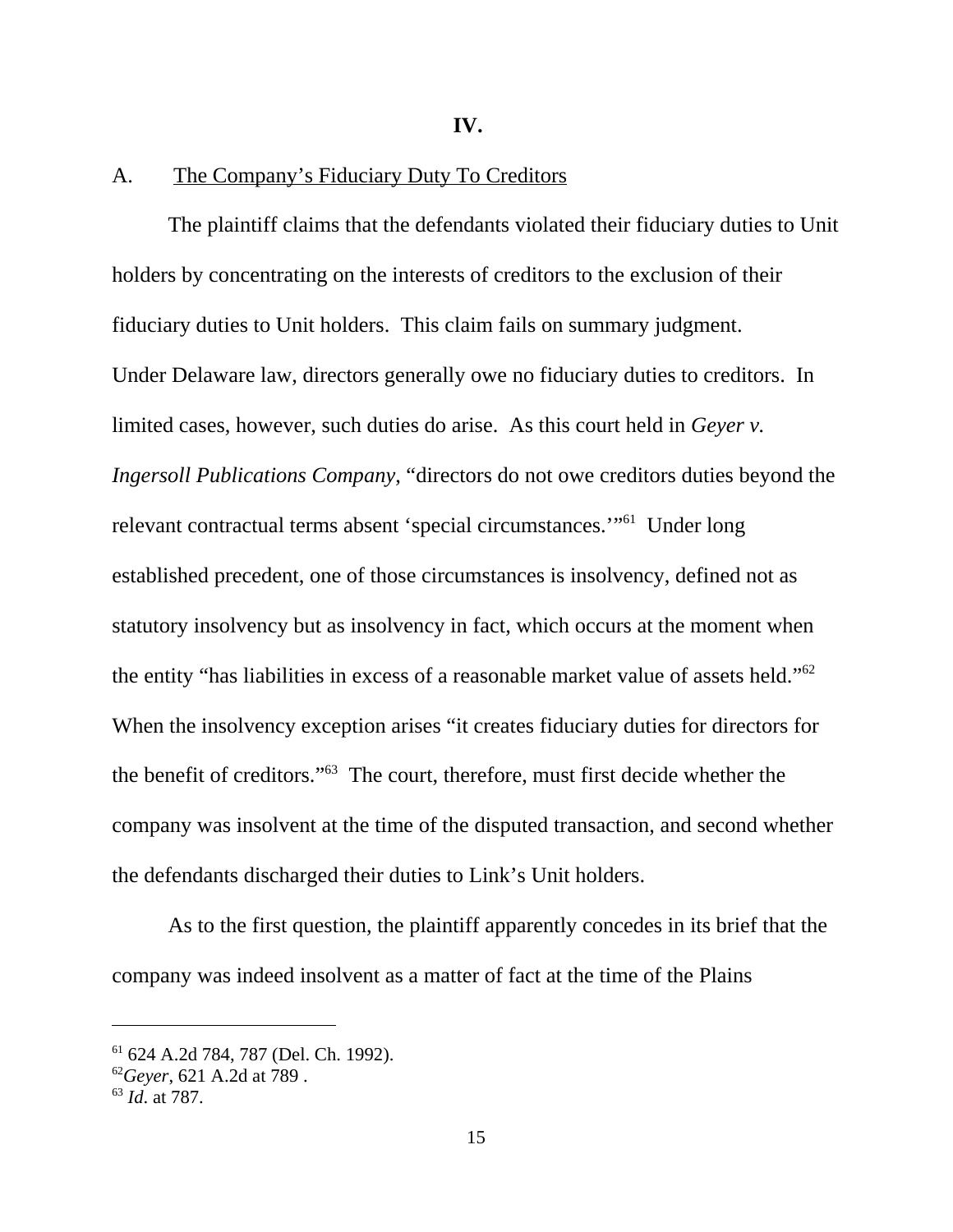## IV.

### A. The Company's Fiduciary Duty To Creditors

The plaintiff claims that the defendants violated their fiduciary duties to Unit holders by concentrating on the interests of creditors to the exclusion of their fiduciary duties to Unit holders. This claim fails on summary judgment. Under Delaware law, directors generally owe no fiduciary duties to creditors. In limited cases, however, such duties do arise. As this court held in *Geyer v. Ingersoll Publications Company*, "directors do not owe creditors duties beyond the relevant contractual terms absent 'special circumstances.'"[61] Under long established precedent, one of those circumstances is insolvency, defined not as statutory insolvency but as insolvency in fact, which occurs at the moment when the entity "has liabilities in excess of a reasonable market value of assets held."[62] When the insolvency exception arises "it creates fiduciary duties for directors for the benefit of creditors."[63] The court, therefore, must first decide whether the company was insolvent at the time of the disputed transaction, and second whether the defendants discharged their duties to Link's Unit holders.

As to the first question, the plaintiff apparently concedes in its brief that the company was indeed insolvent as a matter of fact at the time of the Plains

---

[61] 624 A.2d 784, 787 (Del. Ch. 1992).

[62] *Geyer*, 621 A.2d at 789 .

[63] *Id*. at 787.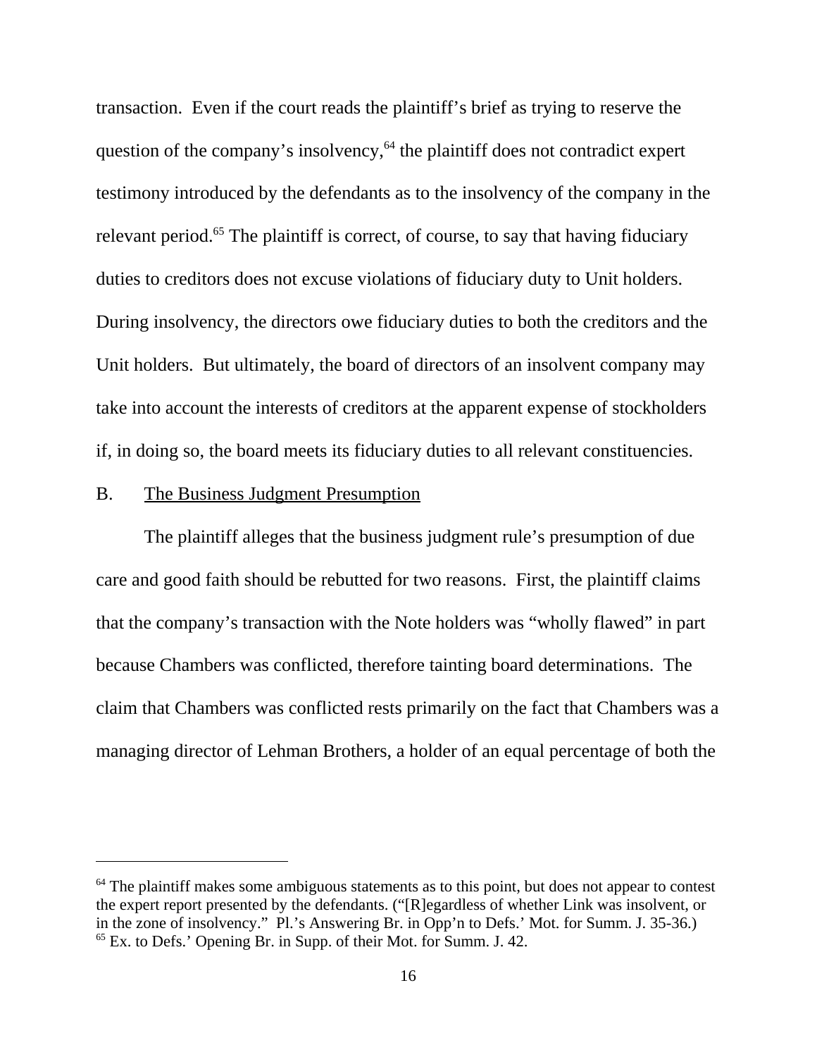transaction. Even if the court reads the plaintiff's brief as trying to reserve the question of the company's insolvency,[64] the plaintiff does not contradict expert testimony introduced by the defendants as to the insolvency of the company in the relevant period.[65] The plaintiff is correct, of course, to say that having fiduciary duties to creditors does not excuse violations of fiduciary duty to Unit holders. During insolvency, the directors owe fiduciary duties to both the creditors and the Unit holders. But ultimately, the board of directors of an insolvent company may take into account the interests of creditors at the apparent expense of stockholders if, in doing so, the board meets its fiduciary duties to all relevant constituencies.

B. The Business Judgment Presumption

The plaintiff alleges that the business judgment rule's presumption of due care and good faith should be rebutted for two reasons. First, the plaintiff claims that the company's transaction with the Note holders was "wholly flawed" in part because Chambers was conflicted, therefore tainting board determinations. The claim that Chambers was conflicted rests primarily on the fact that Chambers was a managing director of Lehman Brothers, a holder of an equal percentage of both the

---

[64] The plaintiff makes some ambiguous statements as to this point, but does not appear to contest the expert report presented by the defendants. ("[R]egardless of whether Link was insolvent, or in the zone of insolvency." Pl.'s Answering Br. in Opp'n to Defs.' Mot. for Summ. J. 35-36.)

[65] Ex. to Defs.' Opening Br. in Supp. of their Mot. for Summ. J. 42.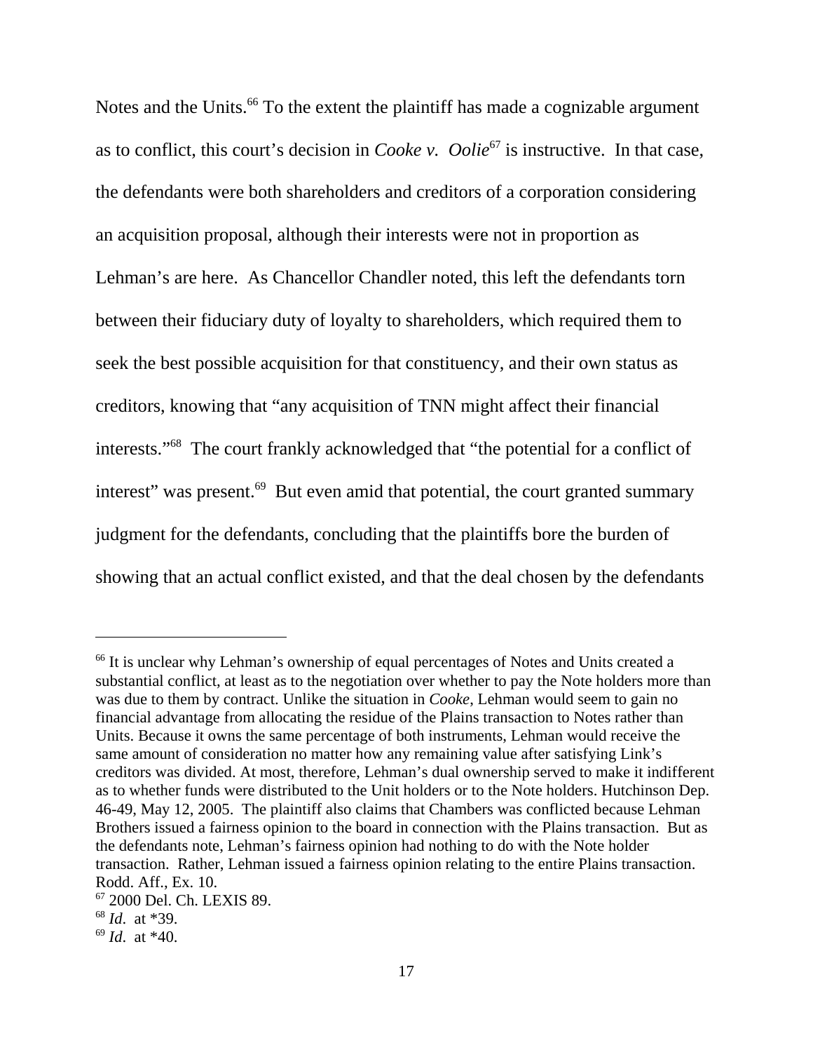Notes and the Units.[66] To the extent the plaintiff has made a cognizable argument as to conflict, this court's decision in *Cooke v. Oolie*[67] is instructive. In that case, the defendants were both shareholders and creditors of a corporation considering an acquisition proposal, although their interests were not in proportion as Lehman's are here. As Chancellor Chandler noted, this left the defendants torn between their fiduciary duty of loyalty to shareholders, which required them to seek the best possible acquisition for that constituency, and their own status as creditors, knowing that "any acquisition of TNN might affect their financial interests."[68] The court frankly acknowledged that "the potential for a conflict of interest" was present.[69] But even amid that potential, the court granted summary judgment for the defendants, concluding that the plaintiffs bore the burden of showing that an actual conflict existed, and that the deal chosen by the defendants

---

[66] It is unclear why Lehman's ownership of equal percentages of Notes and Units created a substantial conflict, at least as to the negotiation over whether to pay the Note holders more than was due to them by contract. Unlike the situation in *Cooke*, Lehman would seem to gain no financial advantage from allocating the residue of the Plains transaction to Notes rather than Units. Because it owns the same percentage of both instruments, Lehman would receive the same amount of consideration no matter how any remaining value after satisfying Link's creditors was divided. At most, therefore, Lehman's dual ownership served to make it indifferent as to whether funds were distributed to the Unit holders or to the Note holders. Hutchinson Dep. 46-49, May 12, 2005. The plaintiff also claims that Chambers was conflicted because Lehman Brothers issued a fairness opinion to the board in connection with the Plains transaction. But as the defendants note, Lehman's fairness opinion had nothing to do with the Note holder transaction. Rather, Lehman issued a fairness opinion relating to the entire Plains transaction. Rodd. Aff., Ex. 10.

[67] 2000 Del. Ch. LEXIS 89.

[68] *Id*. at *39.

[69] *Id*. at *40.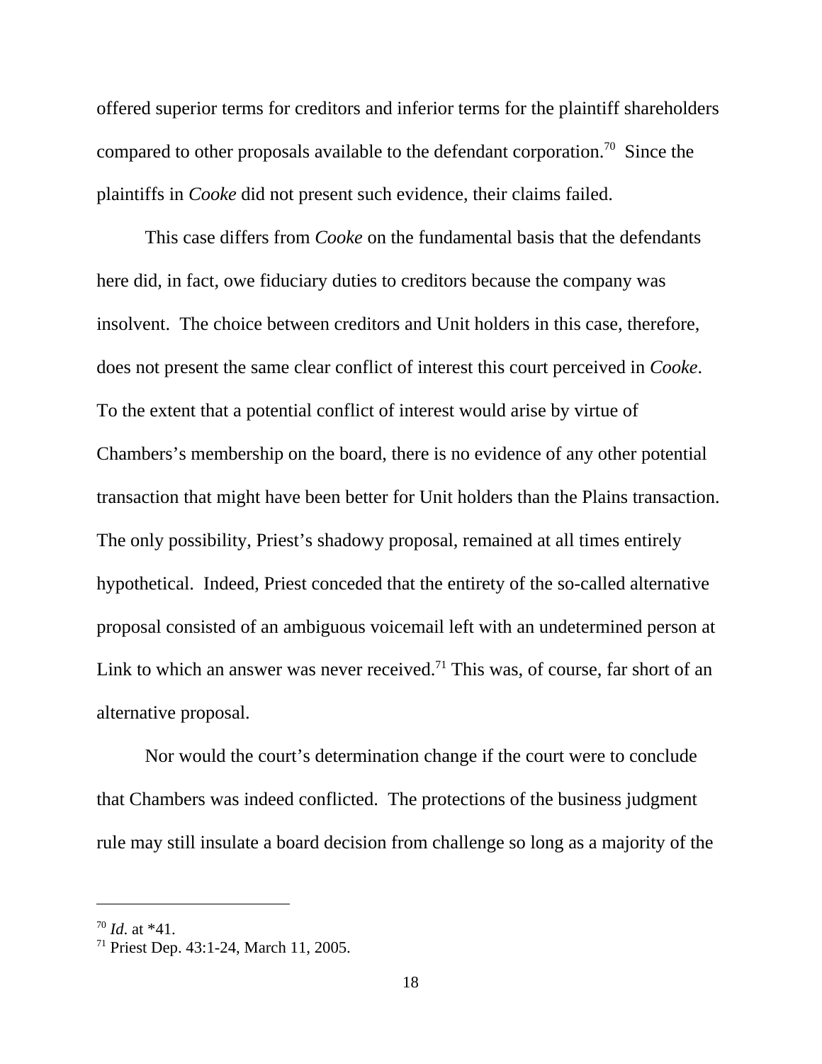offered superior terms for creditors and inferior terms for the plaintiff shareholders compared to other proposals available to the defendant corporation.[70] Since the plaintiffs in *Cooke* did not present such evidence, their claims failed.

This case differs from *Cooke* on the fundamental basis that the defendants here did, in fact, owe fiduciary duties to creditors because the company was insolvent. The choice between creditors and Unit holders in this case, therefore, does not present the same clear conflict of interest this court perceived in *Cooke*. To the extent that a potential conflict of interest would arise by virtue of Chambers's membership on the board, there is no evidence of any other potential transaction that might have been better for Unit holders than the Plains transaction. The only possibility, Priest's shadowy proposal, remained at all times entirely hypothetical. Indeed, Priest conceded that the entirety of the so-called alternative proposal consisted of an ambiguous voicemail left with an undetermined person at Link to which an answer was never received.[71] This was, of course, far short of an alternative proposal.

Nor would the court's determination change if the court were to conclude that Chambers was indeed conflicted. The protections of the business judgment rule may still insulate a board decision from challenge so long as a majority of the

---

[70] *Id*. at *41.

[71] Priest Dep. 43:1-24, March 11, 2005.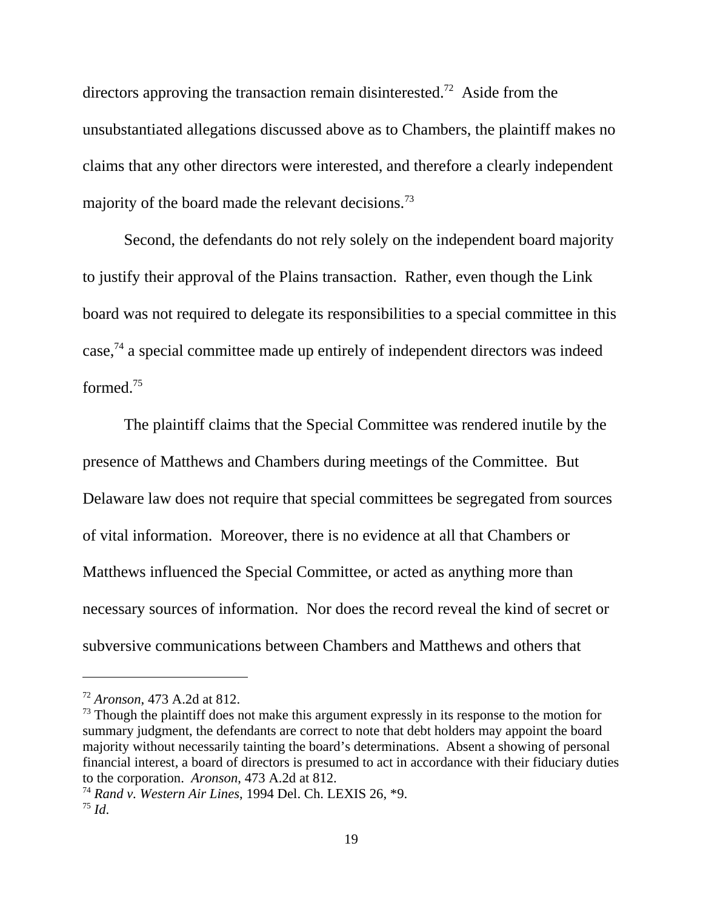directors approving the transaction remain disinterested.[72] Aside from the unsubstantiated allegations discussed above as to Chambers, the plaintiff makes no claims that any other directors were interested, and therefore a clearly independent majority of the board made the relevant decisions.[73]

Second, the defendants do not rely solely on the independent board majority to justify their approval of the Plains transaction. Rather, even though the Link board was not required to delegate its responsibilities to a special committee in this case,[74] a special committee made up entirely of independent directors was indeed formed.[75]

The plaintiff claims that the Special Committee was rendered inutile by the presence of Matthews and Chambers during meetings of the Committee. But Delaware law does not require that special committees be segregated from sources of vital information. Moreover, there is no evidence at all that Chambers or Matthews influenced the Special Committee, or acted as anything more than necessary sources of information. Nor does the record reveal the kind of secret or subversive communications between Chambers and Matthews and others that

---

[72] *Aronson*, 473 A.2d at 812.

[73] Though the plaintiff does not make this argument expressly in its response to the motion for summary judgment, the defendants are correct to note that debt holders may appoint the board majority without necessarily tainting the board's determinations. Absent a showing of personal financial interest, a board of directors is presumed to act in accordance with their fiduciary duties to the corporation. *Aronson*, 473 A.2d at 812.

[74] *Rand v. Western Air Lines*, 1994 Del. Ch. LEXIS 26, *9.

[75] *Id*.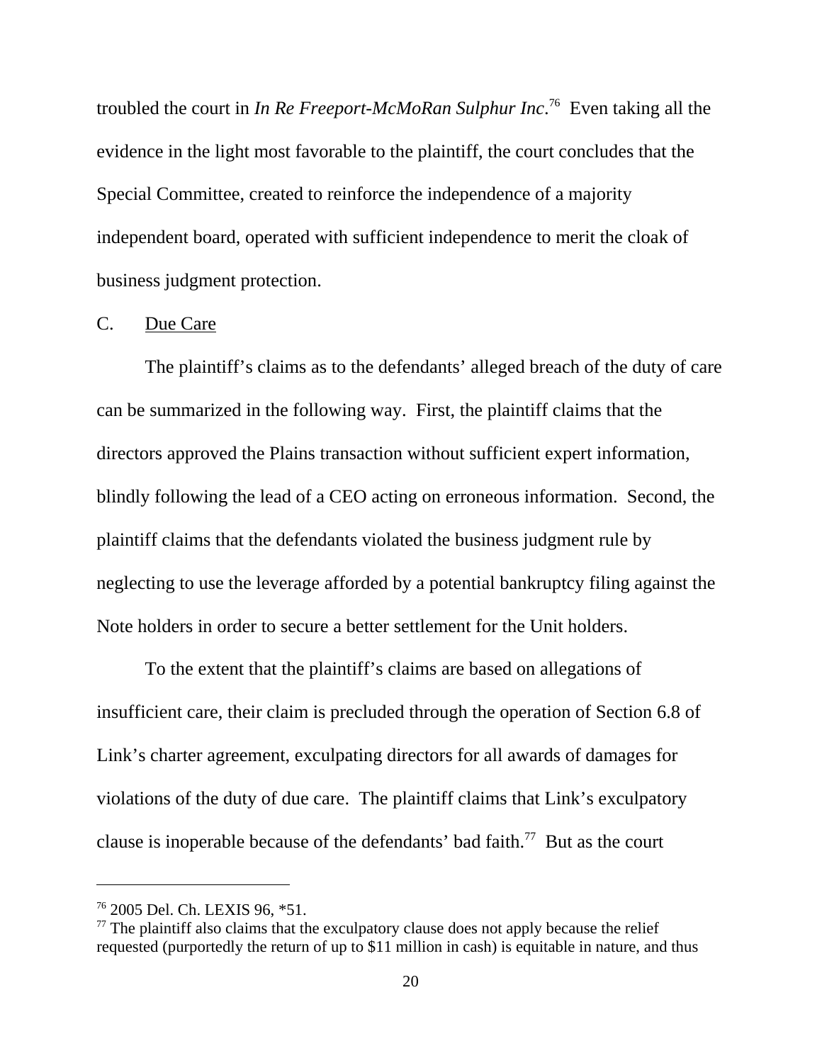troubled the court in *In Re Freeport-McMoRan Sulphur Inc*.[76] Even taking all the evidence in the light most favorable to the plaintiff, the court concludes that the Special Committee, created to reinforce the independence of a majority independent board, operated with sufficient independence to merit the cloak of business judgment protection.

C. <u>Due Care</u>

The plaintiff's claims as to the defendants' alleged breach of the duty of care can be summarized in the following way. First, the plaintiff claims that the directors approved the Plains transaction without sufficient expert information, blindly following the lead of a CEO acting on erroneous information. Second, the plaintiff claims that the defendants violated the business judgment rule by neglecting to use the leverage afforded by a potential bankruptcy filing against the Note holders in order to secure a better settlement for the Unit holders.

To the extent that the plaintiff's claims are based on allegations of insufficient care, their claim is precluded through the operation of Section 6.8 of Link's charter agreement, exculpating directors for all awards of damages for violations of the duty of due care. The plaintiff claims that Link's exculpatory clause is inoperable because of the defendants' bad faith.[77] But as the court

---

[76] 2005 Del. Ch. LEXIS 96, *51.

[77] The plaintiff also claims that the exculpatory clause does not apply because the relief requested (purportedly the return of up to $11 million in cash) is equitable in nature, and thus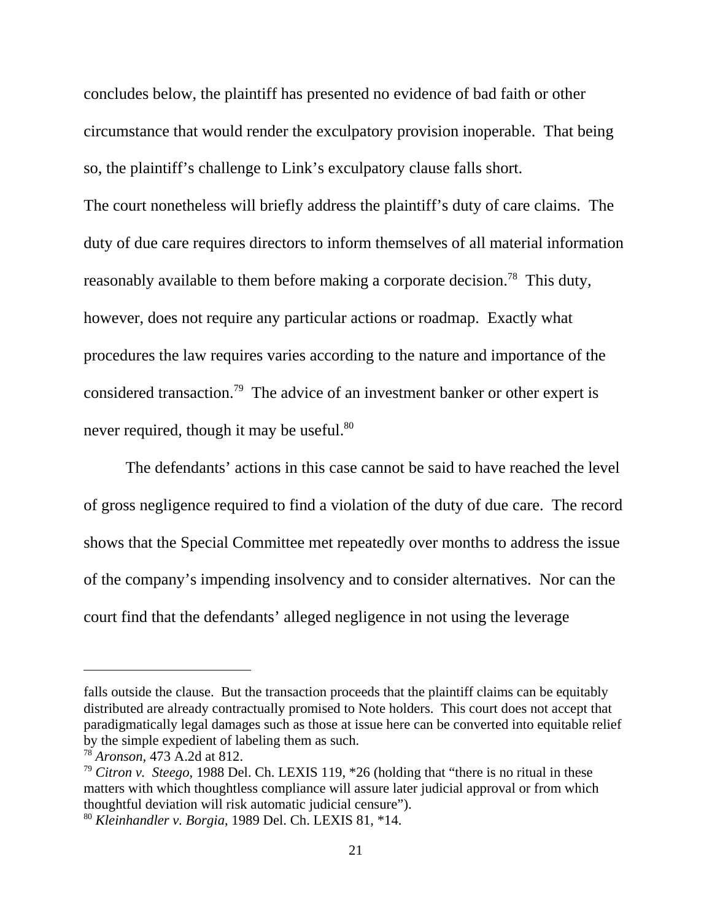concludes below, the plaintiff has presented no evidence of bad faith or other circumstance that would render the exculpatory provision inoperable. That being so, the plaintiff's challenge to Link's exculpatory clause falls short.

The court nonetheless will briefly address the plaintiff's duty of care claims. The duty of due care requires directors to inform themselves of all material information reasonably available to them before making a corporate decision.[78] This duty, however, does not require any particular actions or roadmap. Exactly what procedures the law requires varies according to the nature and importance of the considered transaction.[79] The advice of an investment banker or other expert is never required, though it may be useful.[80]

The defendants' actions in this case cannot be said to have reached the level of gross negligence required to find a violation of the duty of due care. The record shows that the Special Committee met repeatedly over months to address the issue of the company's impending insolvency and to consider alternatives. Nor can the court find that the defendants' alleged negligence in not using the leverage

---

falls outside the clause. But the transaction proceeds that the plaintiff claims can be equitably distributed are already contractually promised to Note holders. This court does not accept that paradigmatically legal damages such as those at issue here can be converted into equitable relief by the simple expedient of labeling them as such.

[78] *Aronson*, 473 A.2d at 812.

[79] *Citron v. Steego*, 1988 Del. Ch. LEXIS 119, *26 (holding that "there is no ritual in these matters with which thoughtless compliance will assure later judicial approval or from which thoughtful deviation will risk automatic judicial censure").

[80] *Kleinhandler v. Borgia*, 1989 Del. Ch. LEXIS 81, *14.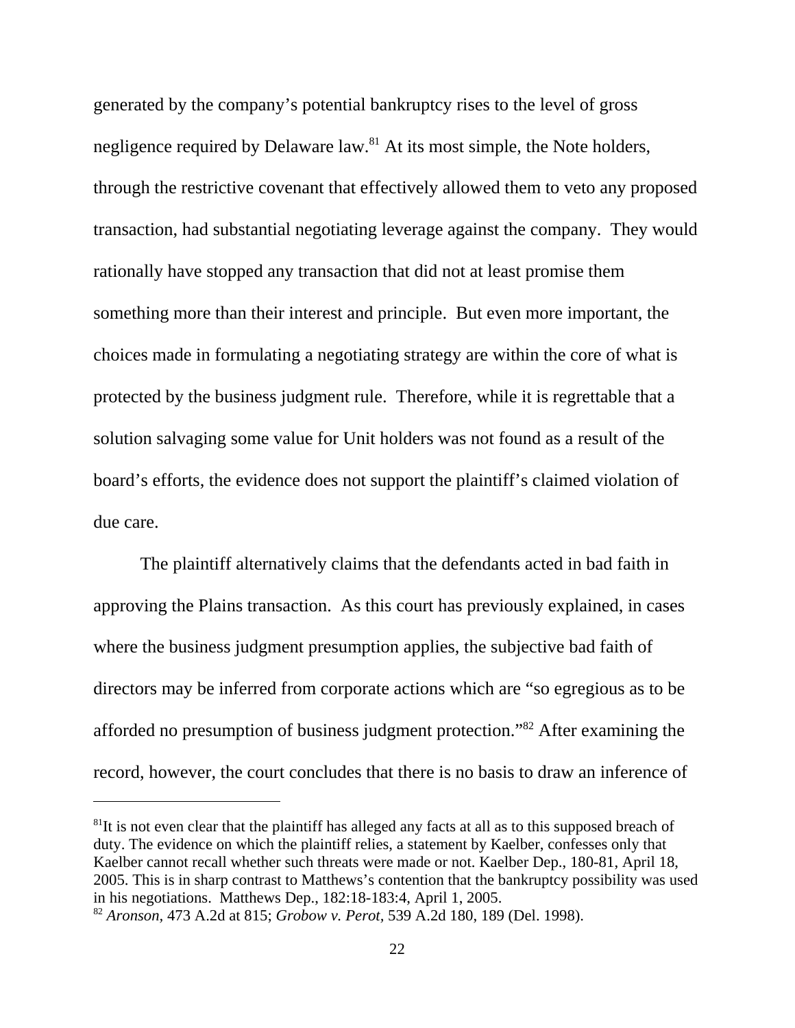generated by the company's potential bankruptcy rises to the level of gross negligence required by Delaware law.[81] At its most simple, the Note holders, through the restrictive covenant that effectively allowed them to veto any proposed transaction, had substantial negotiating leverage against the company. They would rationally have stopped any transaction that did not at least promise them something more than their interest and principle. But even more important, the choices made in formulating a negotiating strategy are within the core of what is protected by the business judgment rule. Therefore, while it is regrettable that a solution salvaging some value for Unit holders was not found as a result of the board's efforts, the evidence does not support the plaintiff's claimed violation of due care.

The plaintiff alternatively claims that the defendants acted in bad faith in approving the Plains transaction. As this court has previously explained, in cases where the business judgment presumption applies, the subjective bad faith of directors may be inferred from corporate actions which are "so egregious as to be afforded no presumption of business judgment protection."[82] After examining the record, however, the court concludes that there is no basis to draw an inference of

---

[81] It is not even clear that the plaintiff has alleged any facts at all as to this supposed breach of duty. The evidence on which the plaintiff relies, a statement by Kaelber, confesses only that Kaelber cannot recall whether such threats were made or not. Kaelber Dep., 180-81, April 18, 2005. This is in sharp contrast to Matthews's contention that the bankruptcy possibility was used in his negotiations. Matthews Dep., 182:18-183:4, April 1, 2005.

[82] *Aronson*, 473 A.2d at 815; *Grobow v. Perot*, 539 A.2d 180, 189 (Del. 1998).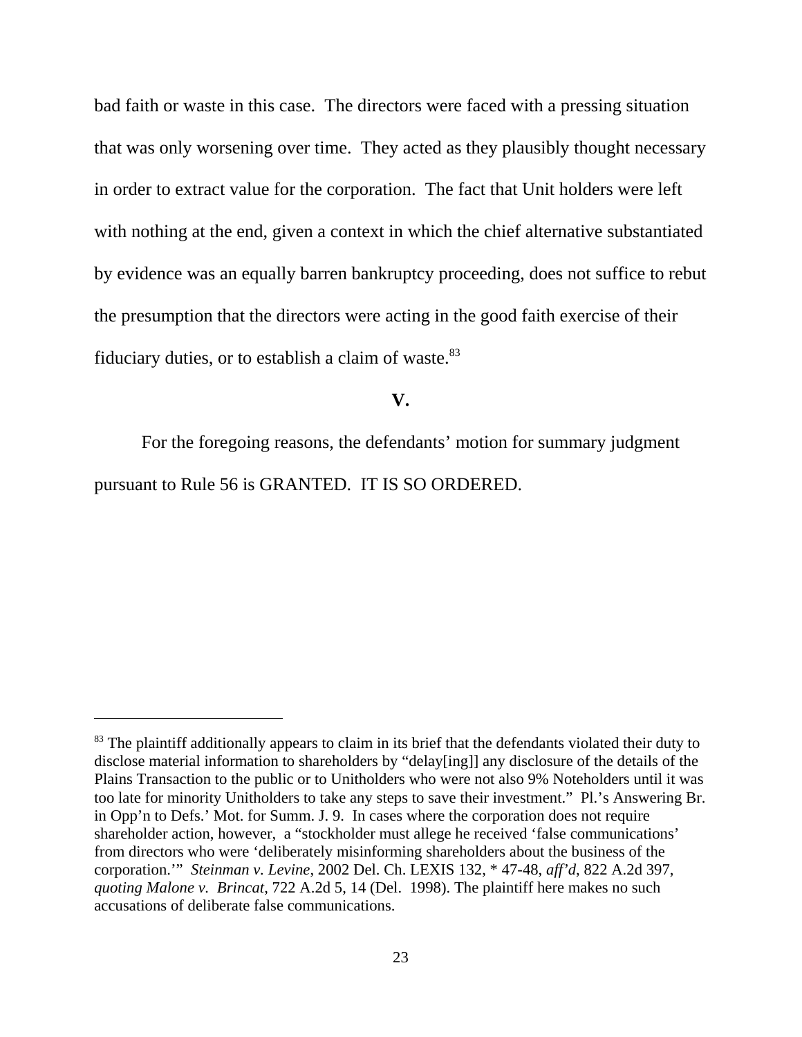bad faith or waste in this case. The directors were faced with a pressing situation that was only worsening over time. They acted as they plausibly thought necessary in order to extract value for the corporation. The fact that Unit holders were left with nothing at the end, given a context in which the chief alternative substantiated by evidence was an equally barren bankruptcy proceeding, does not suffice to rebut the presumption that the directors were acting in the good faith exercise of their fiduciary duties, or to establish a claim of waste.[83]

## V.

For the foregoing reasons, the defendants' motion for summary judgment pursuant to Rule 56 is GRANTED. IT IS SO ORDERED.

---

[83] The plaintiff additionally appears to claim in its brief that the defendants violated their duty to disclose material information to shareholders by "delay[ing]] any disclosure of the details of the Plains Transaction to the public or to Unitholders who were not also 9% Noteholders until it was too late for minority Unitholders to take any steps to save their investment." Pl.'s Answering Br. in Opp'n to Defs.' Mot. for Summ. J. 9. In cases where the corporation does not require shareholder action, however, a "stockholder must allege he received 'false communications' from directors who were 'deliberately misinforming shareholders about the business of the corporation.'" *Steinman v. Levine*, 2002 Del. Ch. LEXIS 132, * 47-48, *aff'd*, 822 A.2d 397, *quoting Malone v. Brincat*, 722 A.2d 5, 14 (Del. 1998). The plaintiff here makes no such accusations of deliberate false communications.